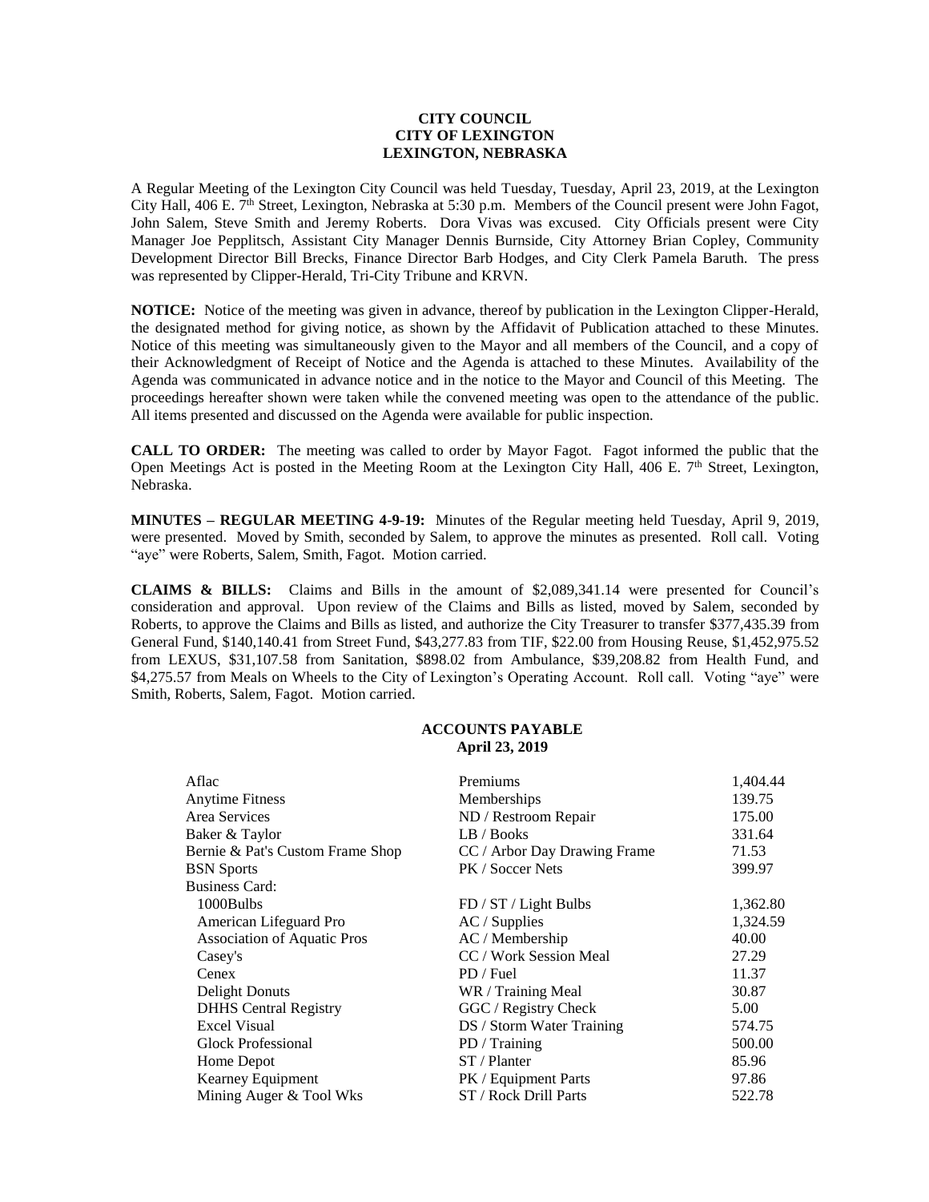**CITY COUNCIL**
**CITY OF LEXINGTON**
**LEXINGTON, NEBRASKA**

A Regular Meeting of the Lexington City Council was held Tuesday, Tuesday, April 23, 2019, at the Lexington City Hall, 406 E. 7th Street, Lexington, Nebraska at 5:30 p.m. Members of the Council present were John Fagot, John Salem, Steve Smith and Jeremy Roberts. Dora Vivas was excused. City Officials present were City Manager Joe Pepplitsch, Assistant City Manager Dennis Burnside, City Attorney Brian Copley, Community Development Director Bill Brecks, Finance Director Barb Hodges, and City Clerk Pamela Baruth. The press was represented by Clipper-Herald, Tri-City Tribune and KRVN.

**NOTICE:** Notice of the meeting was given in advance, thereof by publication in the Lexington Clipper-Herald, the designated method for giving notice, as shown by the Affidavit of Publication attached to these Minutes. Notice of this meeting was simultaneously given to the Mayor and all members of the Council, and a copy of their Acknowledgment of Receipt of Notice and the Agenda is attached to these Minutes. Availability of the Agenda was communicated in advance notice and in the notice to the Mayor and Council of this Meeting. The proceedings hereafter shown were taken while the convened meeting was open to the attendance of the public. All items presented and discussed on the Agenda were available for public inspection.

**CALL TO ORDER:** The meeting was called to order by Mayor Fagot. Fagot informed the public that the Open Meetings Act is posted in the Meeting Room at the Lexington City Hall, 406 E. 7th Street, Lexington, Nebraska.

**MINUTES – REGULAR MEETING 4-9-19:** Minutes of the Regular meeting held Tuesday, April 9, 2019, were presented. Moved by Smith, seconded by Salem, to approve the minutes as presented. Roll call. Voting "aye" were Roberts, Salem, Smith, Fagot. Motion carried.

**CLAIMS & BILLS:** Claims and Bills in the amount of $2,089,341.14 were presented for Council's consideration and approval. Upon review of the Claims and Bills as listed, moved by Salem, seconded by Roberts, to approve the Claims and Bills as listed, and authorize the City Treasurer to transfer $377,435.39 from General Fund, $140,140.41 from Street Fund, $43,277.83 from TIF, $22.00 from Housing Reuse, $1,452,975.52 from LEXUS, $31,107.58 from Sanitation, $898.02 from Ambulance, $39,208.82 from Health Fund, and $4,275.57 from Meals on Wheels to the City of Lexington's Operating Account. Roll call. Voting "aye" were Smith, Roberts, Salem, Fagot. Motion carried.

**ACCOUNTS PAYABLE**
**April 23, 2019**

| Vendor | Description | Amount |
|---|---|---|
| Aflac | Premiums | 1,404.44 |
| Anytime Fitness | Memberships | 139.75 |
| Area Services | ND / Restroom Repair | 175.00 |
| Baker & Taylor | LB / Books | 331.64 |
| Bernie & Pat's Custom Frame Shop | CC / Arbor Day Drawing Frame | 71.53 |
| BSN Sports | PK / Soccer Nets | 399.97 |
| Business Card: | | |
| 1000Bulbs | FD / ST / Light Bulbs | 1,362.80 |
| American Lifeguard Pro | AC / Supplies | 1,324.59 |
| Association of Aquatic Pros | AC / Membership | 40.00 |
| Casey's | CC / Work Session Meal | 27.29 |
| Cenex | PD / Fuel | 11.37 |
| Delight Donuts | WR / Training Meal | 30.87 |
| DHHS Central Registry | GGC / Registry Check | 5.00 |
| Excel Visual | DS / Storm Water Training | 574.75 |
| Glock Professional | PD / Training | 500.00 |
| Home Depot | ST / Planter | 85.96 |
| Kearney Equipment | PK / Equipment Parts | 97.86 |
| Mining Auger & Tool Wks | ST / Rock Drill Parts | 522.78 |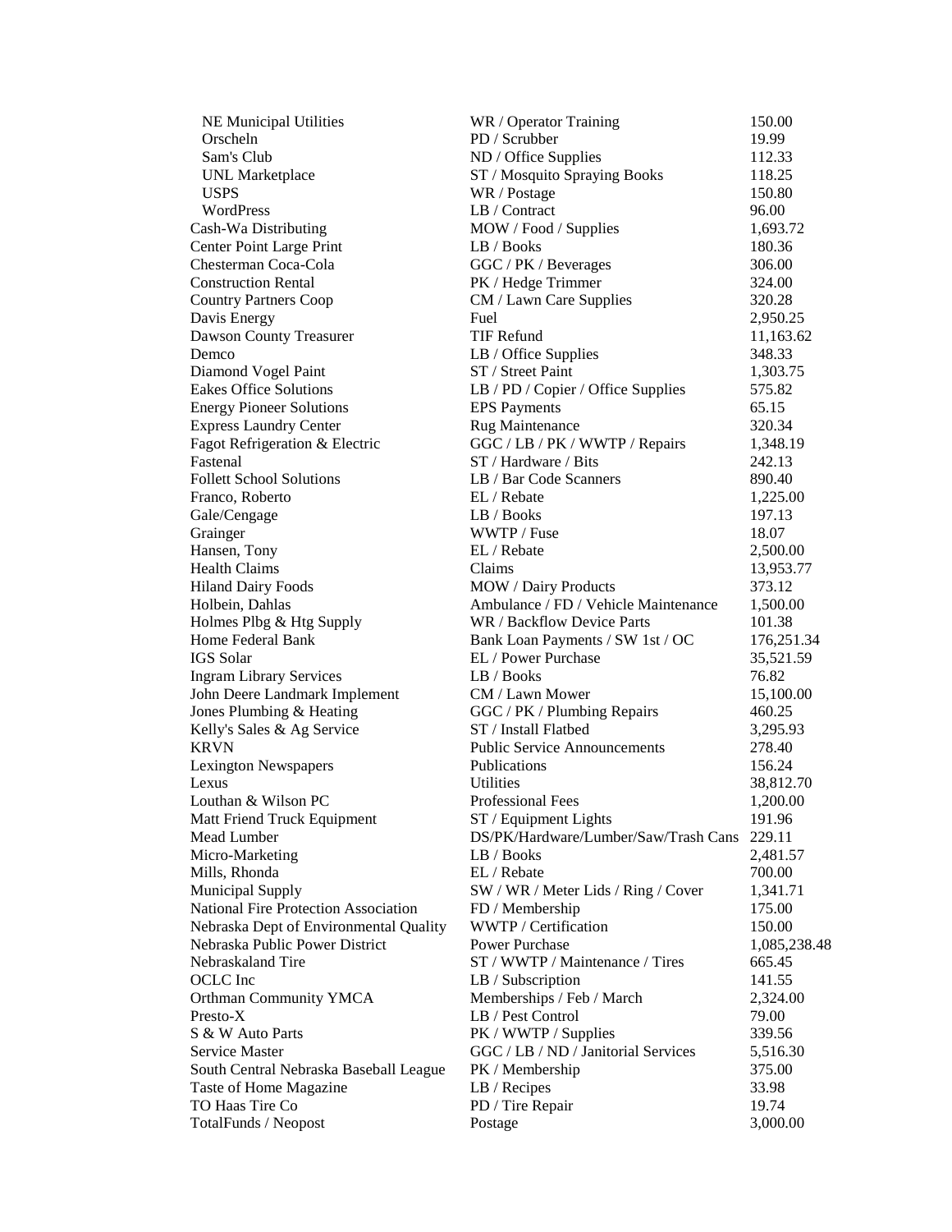| | | |
|---|---|---|
| NE Municipal Utilities | WR / Operator Training | 150.00 |
| Orscheln | PD / Scrubber | 19.99 |
| Sam's Club | ND / Office Supplies | 112.33 |
| UNL Marketplace | ST / Mosquito Spraying Books | 118.25 |
| USPS | WR / Postage | 150.80 |
| WordPress | LB / Contract | 96.00 |
| Cash-Wa Distributing | MOW / Food / Supplies | 1,693.72 |
| Center Point Large Print | LB / Books | 180.36 |
| Chesterman Coca-Cola | GGC / PK / Beverages | 306.00 |
| Construction Rental | PK / Hedge Trimmer | 324.00 |
| Country Partners Coop | CM / Lawn Care Supplies | 320.28 |
| Davis Energy | Fuel | 2,950.25 |
| Dawson County Treasurer | TIF Refund | 11,163.62 |
| Demco | LB / Office Supplies | 348.33 |
| Diamond Vogel Paint | ST / Street Paint | 1,303.75 |
| Eakes Office Solutions | LB / PD / Copier / Office Supplies | 575.82 |
| Energy Pioneer Solutions | EPS Payments | 65.15 |
| Express Laundry Center | Rug Maintenance | 320.34 |
| Fagot Refrigeration & Electric | GGC / LB / PK / WWTP / Repairs | 1,348.19 |
| Fastenal | ST / Hardware / Bits | 242.13 |
| Follett School Solutions | LB / Bar Code Scanners | 890.40 |
| Franco, Roberto | EL / Rebate | 1,225.00 |
| Gale/Cengage | LB / Books | 197.13 |
| Grainger | WWTP / Fuse | 18.07 |
| Hansen, Tony | EL / Rebate | 2,500.00 |
| Health Claims | Claims | 13,953.77 |
| Hiland Dairy Foods | MOW / Dairy Products | 373.12 |
| Holbein, Dahlas | Ambulance / FD / Vehicle Maintenance | 1,500.00 |
| Holmes Plbg & Htg Supply | WR / Backflow Device Parts | 101.38 |
| Home Federal Bank | Bank Loan Payments / SW 1st / OC | 176,251.34 |
| IGS Solar | EL / Power Purchase | 35,521.59 |
| Ingram Library Services | LB / Books | 76.82 |
| John Deere Landmark Implement | CM / Lawn Mower | 15,100.00 |
| Jones Plumbing & Heating | GGC / PK / Plumbing Repairs | 460.25 |
| Kelly's Sales & Ag Service | ST / Install Flatbed | 3,295.93 |
| KRVN | Public Service Announcements | 278.40 |
| Lexington Newspapers | Publications | 156.24 |
| Lexus | Utilities | 38,812.70 |
| Louthan & Wilson PC | Professional Fees | 1,200.00 |
| Matt Friend Truck Equipment | ST / Equipment Lights | 191.96 |
| Mead Lumber | DS/PK/Hardware/Lumber/Saw/Trash Cans | 229.11 |
| Micro-Marketing | LB / Books | 2,481.57 |
| Mills, Rhonda | EL / Rebate | 700.00 |
| Municipal Supply | SW / WR / Meter Lids / Ring / Cover | 1,341.71 |
| National Fire Protection Association | FD / Membership | 175.00 |
| Nebraska Dept of Environmental Quality | WWTP / Certification | 150.00 |
| Nebraska Public Power District | Power Purchase | 1,085,238.48 |
| Nebraskaland Tire | ST / WWTP / Maintenance / Tires | 665.45 |
| OCLC Inc | LB / Subscription | 141.55 |
| Orthman Community YMCA | Memberships / Feb / March | 2,324.00 |
| Presto-X | LB / Pest Control | 79.00 |
| S & W Auto Parts | PK / WWTP / Supplies | 339.56 |
| Service Master | GGC / LB / ND / Janitorial Services | 5,516.30 |
| South Central Nebraska Baseball League | PK / Membership | 375.00 |
| Taste of Home Magazine | LB / Recipes | 33.98 |
| TO Haas Tire Co | PD / Tire Repair | 19.74 |
| TotalFunds / Neopost | Postage | 3,000.00 |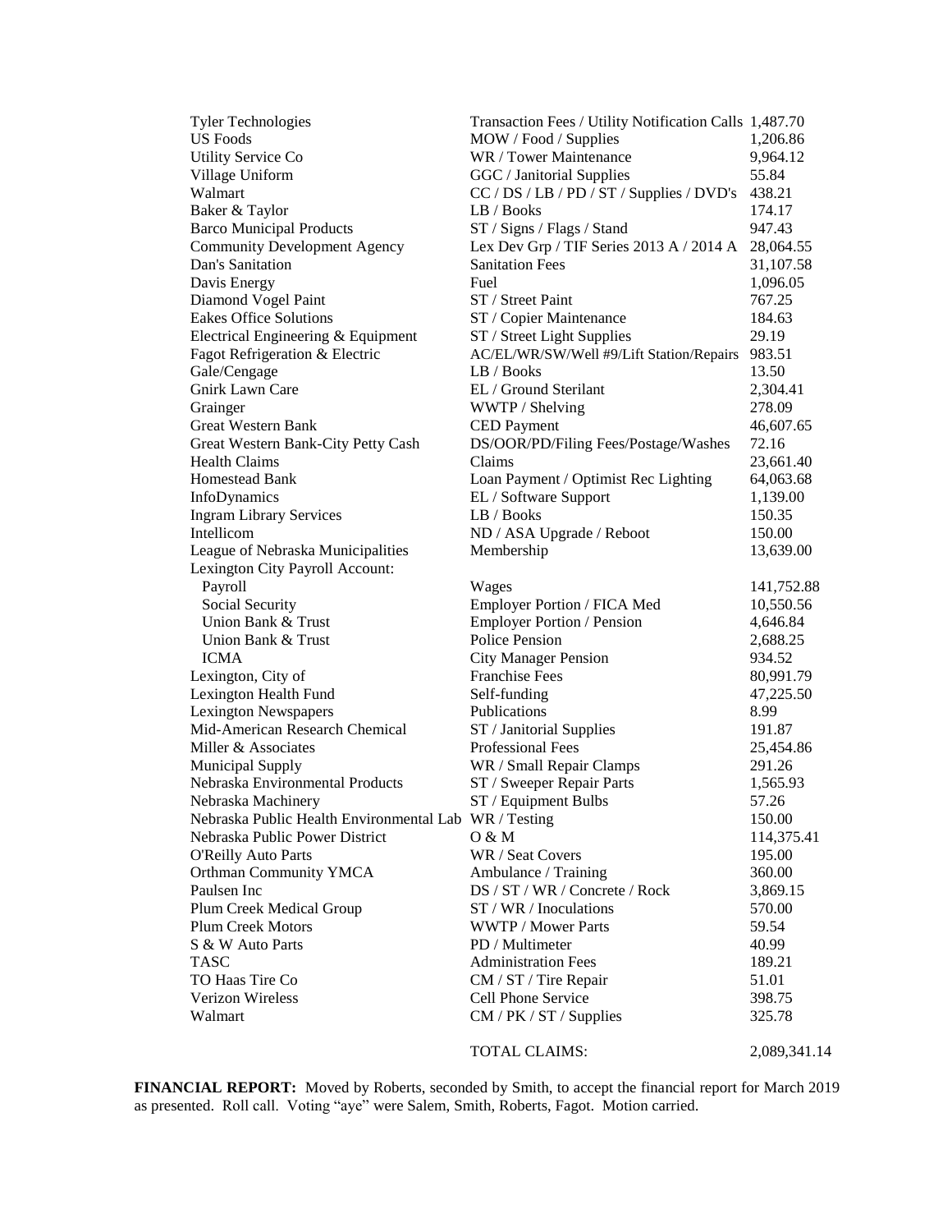| | | |
|---|---|---|
| Tyler Technologies | Transaction Fees / Utility Notification Calls | 1,487.70 |
| US Foods | MOW / Food / Supplies | 1,206.86 |
| Utility Service Co | WR / Tower Maintenance | 9,964.12 |
| Village Uniform | GGC / Janitorial Supplies | 55.84 |
| Walmart | CC / DS / LB / PD / ST / Supplies / DVD's | 438.21 |
| Baker & Taylor | LB / Books | 174.17 |
| Barco Municipal Products | ST / Signs / Flags / Stand | 947.43 |
| Community Development Agency | Lex Dev Grp / TIF Series 2013 A / 2014 A | 28,064.55 |
| Dan's Sanitation | Sanitation Fees | 31,107.58 |
| Davis Energy | Fuel | 1,096.05 |
| Diamond Vogel Paint | ST / Street Paint | 767.25 |
| Eakes Office Solutions | ST / Copier Maintenance | 184.63 |
| Electrical Engineering & Equipment | ST / Street Light Supplies | 29.19 |
| Fagot Refrigeration & Electric | AC/EL/WR/SW/Well #9/Lift Station/Repairs | 983.51 |
| Gale/Cengage | LB / Books | 13.50 |
| Gnirk Lawn Care | EL / Ground Sterilant | 2,304.41 |
| Grainger | WWTP / Shelving | 278.09 |
| Great Western Bank | CED Payment | 46,607.65 |
| Great Western Bank-City Petty Cash | DS/OOR/PD/Filing Fees/Postage/Washes | 72.16 |
| Health Claims | Claims | 23,661.40 |
| Homestead Bank | Loan Payment / Optimist Rec Lighting | 64,063.68 |
| InfoDynamics | EL / Software Support | 1,139.00 |
| Ingram Library Services | LB / Books | 150.35 |
| Intellicom | ND / ASA Upgrade / Reboot | 150.00 |
| League of Nebraska Municipalities | Membership | 13,639.00 |
| Lexington City Payroll Account: | | |
| Payroll | Wages | 141,752.88 |
| Social Security | Employer Portion / FICA Med | 10,550.56 |
| Union Bank & Trust | Employer Portion / Pension | 4,646.84 |
| Union Bank & Trust | Police Pension | 2,688.25 |
| ICMA | City Manager Pension | 934.52 |
| Lexington, City of | Franchise Fees | 80,991.79 |
| Lexington Health Fund | Self-funding | 47,225.50 |
| Lexington Newspapers | Publications | 8.99 |
| Mid-American Research Chemical | ST / Janitorial Supplies | 191.87 |
| Miller & Associates | Professional Fees | 25,454.86 |
| Municipal Supply | WR / Small Repair Clamps | 291.26 |
| Nebraska Environmental Products | ST / Sweeper Repair Parts | 1,565.93 |
| Nebraska Machinery | ST / Equipment Bulbs | 57.26 |
| Nebraska Public Health Environmental Lab | WR / Testing | 150.00 |
| Nebraska Public Power District | O & M | 114,375.41 |
| O'Reilly Auto Parts | WR / Seat Covers | 195.00 |
| Orthman Community YMCA | Ambulance / Training | 360.00 |
| Paulsen Inc | DS / ST / WR / Concrete / Rock | 3,869.15 |
| Plum Creek Medical Group | ST / WR / Inoculations | 570.00 |
| Plum Creek Motors | WWTP / Mower Parts | 59.54 |
| S & W Auto Parts | PD / Multimeter | 40.99 |
| TASC | Administration Fees | 189.21 |
| TO Haas Tire Co | CM / ST / Tire Repair | 51.01 |
| Verizon Wireless | Cell Phone Service | 398.75 |
| Walmart | CM / PK / ST / Supplies | 325.78 |
| | TOTAL CLAIMS: | 2,089,341.14 |

**FINANCIAL REPORT:** Moved by Roberts, seconded by Smith, to accept the financial report for March 2019 as presented. Roll call. Voting "aye" were Salem, Smith, Roberts, Fagot. Motion carried.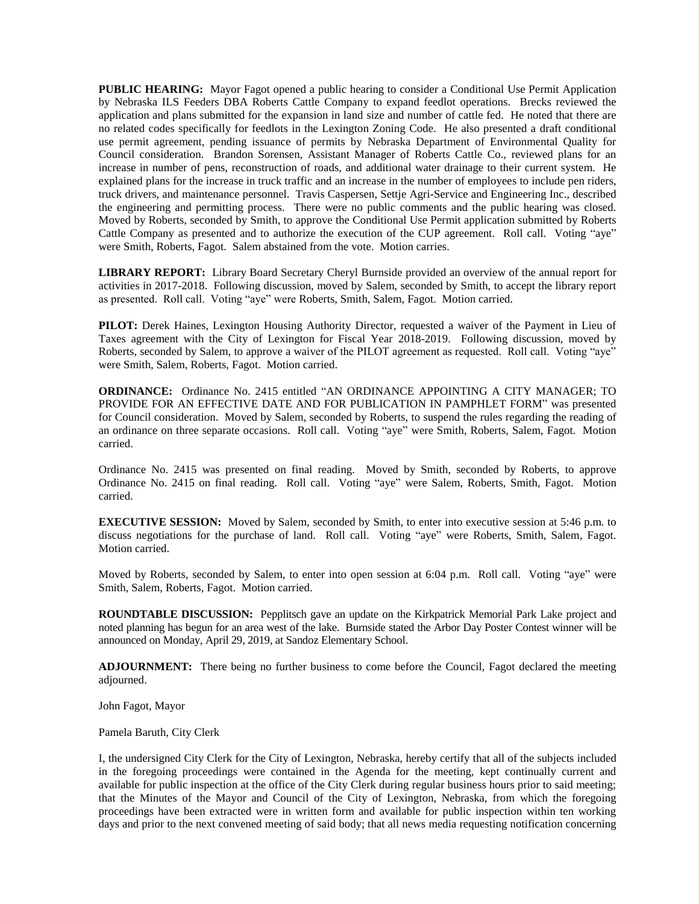**PUBLIC HEARING:** Mayor Fagot opened a public hearing to consider a Conditional Use Permit Application by Nebraska ILS Feeders DBA Roberts Cattle Company to expand feedlot operations. Brecks reviewed the application and plans submitted for the expansion in land size and number of cattle fed. He noted that there are no related codes specifically for feedlots in the Lexington Zoning Code. He also presented a draft conditional use permit agreement, pending issuance of permits by Nebraska Department of Environmental Quality for Council consideration. Brandon Sorensen, Assistant Manager of Roberts Cattle Co., reviewed plans for an increase in number of pens, reconstruction of roads, and additional water drainage to their current system. He explained plans for the increase in truck traffic and an increase in the number of employees to include pen riders, truck drivers, and maintenance personnel. Travis Caspersen, Settje Agri-Service and Engineering Inc., described the engineering and permitting process. There were no public comments and the public hearing was closed. Moved by Roberts, seconded by Smith, to approve the Conditional Use Permit application submitted by Roberts Cattle Company as presented and to authorize the execution of the CUP agreement. Roll call. Voting "aye" were Smith, Roberts, Fagot. Salem abstained from the vote. Motion carries.

**LIBRARY REPORT:** Library Board Secretary Cheryl Burnside provided an overview of the annual report for activities in 2017-2018. Following discussion, moved by Salem, seconded by Smith, to accept the library report as presented. Roll call. Voting "aye" were Roberts, Smith, Salem, Fagot. Motion carried.

**PILOT:** Derek Haines, Lexington Housing Authority Director, requested a waiver of the Payment in Lieu of Taxes agreement with the City of Lexington for Fiscal Year 2018-2019. Following discussion, moved by Roberts, seconded by Salem, to approve a waiver of the PILOT agreement as requested. Roll call. Voting "aye" were Smith, Salem, Roberts, Fagot. Motion carried.

**ORDINANCE:** Ordinance No. 2415 entitled "AN ORDINANCE APPOINTING A CITY MANAGER; TO PROVIDE FOR AN EFFECTIVE DATE AND FOR PUBLICATION IN PAMPHLET FORM" was presented for Council consideration. Moved by Salem, seconded by Roberts, to suspend the rules regarding the reading of an ordinance on three separate occasions. Roll call. Voting "aye" were Smith, Roberts, Salem, Fagot. Motion carried.

Ordinance No. 2415 was presented on final reading. Moved by Smith, seconded by Roberts, to approve Ordinance No. 2415 on final reading. Roll call. Voting "aye" were Salem, Roberts, Smith, Fagot. Motion carried.

**EXECUTIVE SESSION:** Moved by Salem, seconded by Smith, to enter into executive session at 5:46 p.m. to discuss negotiations for the purchase of land. Roll call. Voting "aye" were Roberts, Smith, Salem, Fagot. Motion carried.

Moved by Roberts, seconded by Salem, to enter into open session at 6:04 p.m. Roll call. Voting "aye" were Smith, Salem, Roberts, Fagot. Motion carried.

**ROUNDTABLE DISCUSSION:** Pepplitsch gave an update on the Kirkpatrick Memorial Park Lake project and noted planning has begun for an area west of the lake. Burnside stated the Arbor Day Poster Contest winner will be announced on Monday, April 29, 2019, at Sandoz Elementary School.

**ADJOURNMENT:** There being no further business to come before the Council, Fagot declared the meeting adjourned.

John Fagot, Mayor

Pamela Baruth, City Clerk

I, the undersigned City Clerk for the City of Lexington, Nebraska, hereby certify that all of the subjects included in the foregoing proceedings were contained in the Agenda for the meeting, kept continually current and available for public inspection at the office of the City Clerk during regular business hours prior to said meeting; that the Minutes of the Mayor and Council of the City of Lexington, Nebraska, from which the foregoing proceedings have been extracted were in written form and available for public inspection within ten working days and prior to the next convened meeting of said body; that all news media requesting notification concerning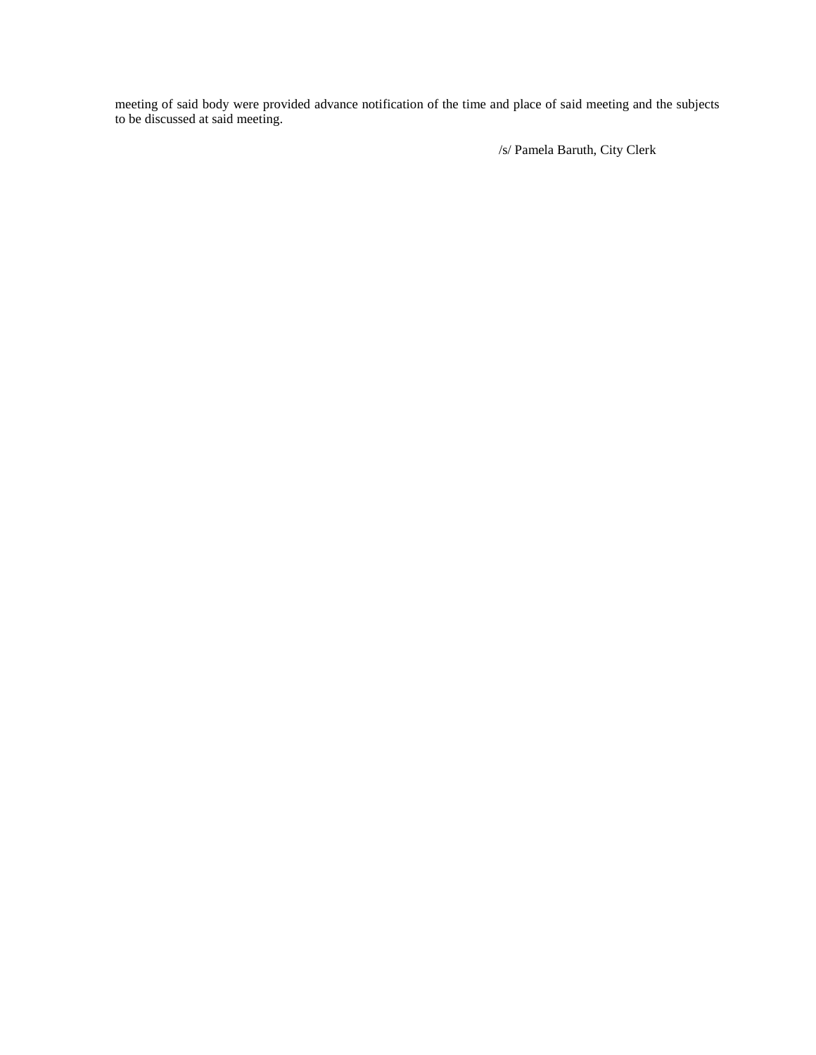meeting of said body were provided advance notification of the time and place of said meeting and the subjects to be discussed at said meeting.

/s/ Pamela Baruth, City Clerk